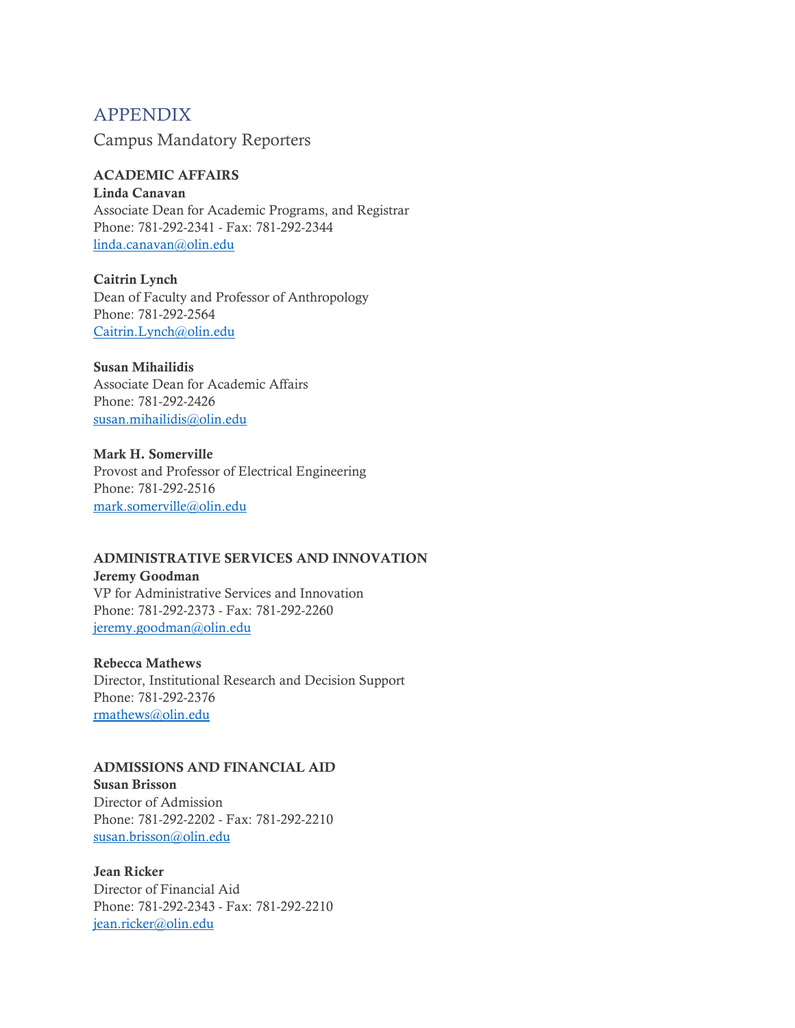# APPENDIX

## Campus Mandatory Reporters

### ACADEMIC AFFAIRS

**Linda Canavan**
Associate Dean for Academic Programs, and Registrar
Phone: 781-292-2341 - Fax: 781-292-2344
linda.canavan@olin.edu

**Caitrin Lynch**
Dean of Faculty and Professor of Anthropology
Phone: 781-292-2564
Caitrin.Lynch@olin.edu

**Susan Mihailidis**
Associate Dean for Academic Affairs
Phone: 781-292-2426
susan.mihailidis@olin.edu

**Mark H. Somerville**
Provost and Professor of Electrical Engineering
Phone: 781-292-2516
mark.somerville@olin.edu

### ADMINISTRATIVE SERVICES AND INNOVATION

**Jeremy Goodman**
VP for Administrative Services and Innovation
Phone: 781-292-2373 - Fax: 781-292-2260
jeremy.goodman@olin.edu

**Rebecca Mathews**
Director, Institutional Research and Decision Support
Phone: 781-292-2376
rmathews@olin.edu

### ADMISSIONS AND FINANCIAL AID

**Susan Brisson**
Director of Admission
Phone: 781-292-2202 - Fax: 781-292-2210
susan.brisson@olin.edu

**Jean Ricker**
Director of Financial Aid
Phone: 781-292-2343 - Fax: 781-292-2210
jean.ricker@olin.edu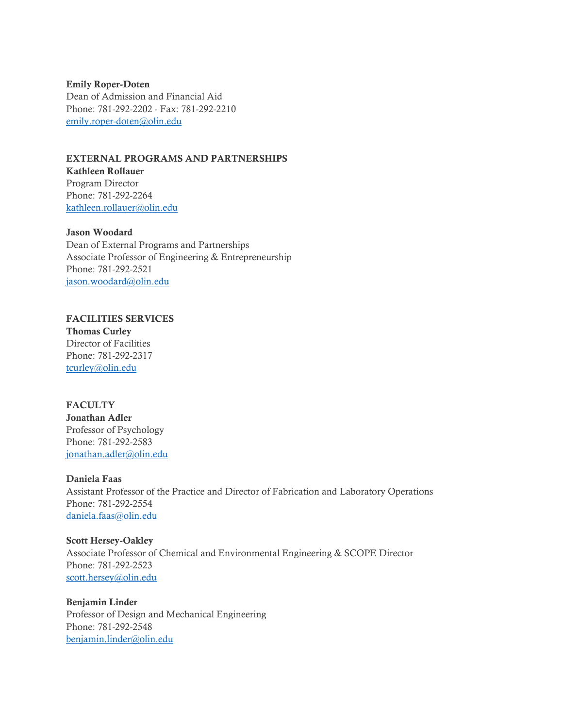**Emily Roper-Doten**
Dean of Admission and Financial Aid
Phone: 781-292-2202 - Fax: 781-292-2210
emily.roper-doten@olin.edu

## EXTERNAL PROGRAMS AND PARTNERSHIPS

**Kathleen Rollauer**
Program Director
Phone: 781-292-2264
kathleen.rollauer@olin.edu

**Jason Woodard**
Dean of External Programs and Partnerships
Associate Professor of Engineering & Entrepreneurship
Phone: 781-292-2521
jason.woodard@olin.edu

## FACILITIES SERVICES

**Thomas Curley**
Director of Facilities
Phone: 781-292-2317
tcurley@olin.edu

## FACULTY

**Jonathan Adler**
Professor of Psychology
Phone: 781-292-2583
jonathan.adler@olin.edu

**Daniela Faas**
Assistant Professor of the Practice and Director of Fabrication and Laboratory Operations
Phone: 781-292-2554
daniela.faas@olin.edu

**Scott Hersey-Oakley**
Associate Professor of Chemical and Environmental Engineering & SCOPE Director
Phone: 781-292-2523
scott.hersey@olin.edu

**Benjamin Linder**
Professor of Design and Mechanical Engineering
Phone: 781-292-2548
benjamin.linder@olin.edu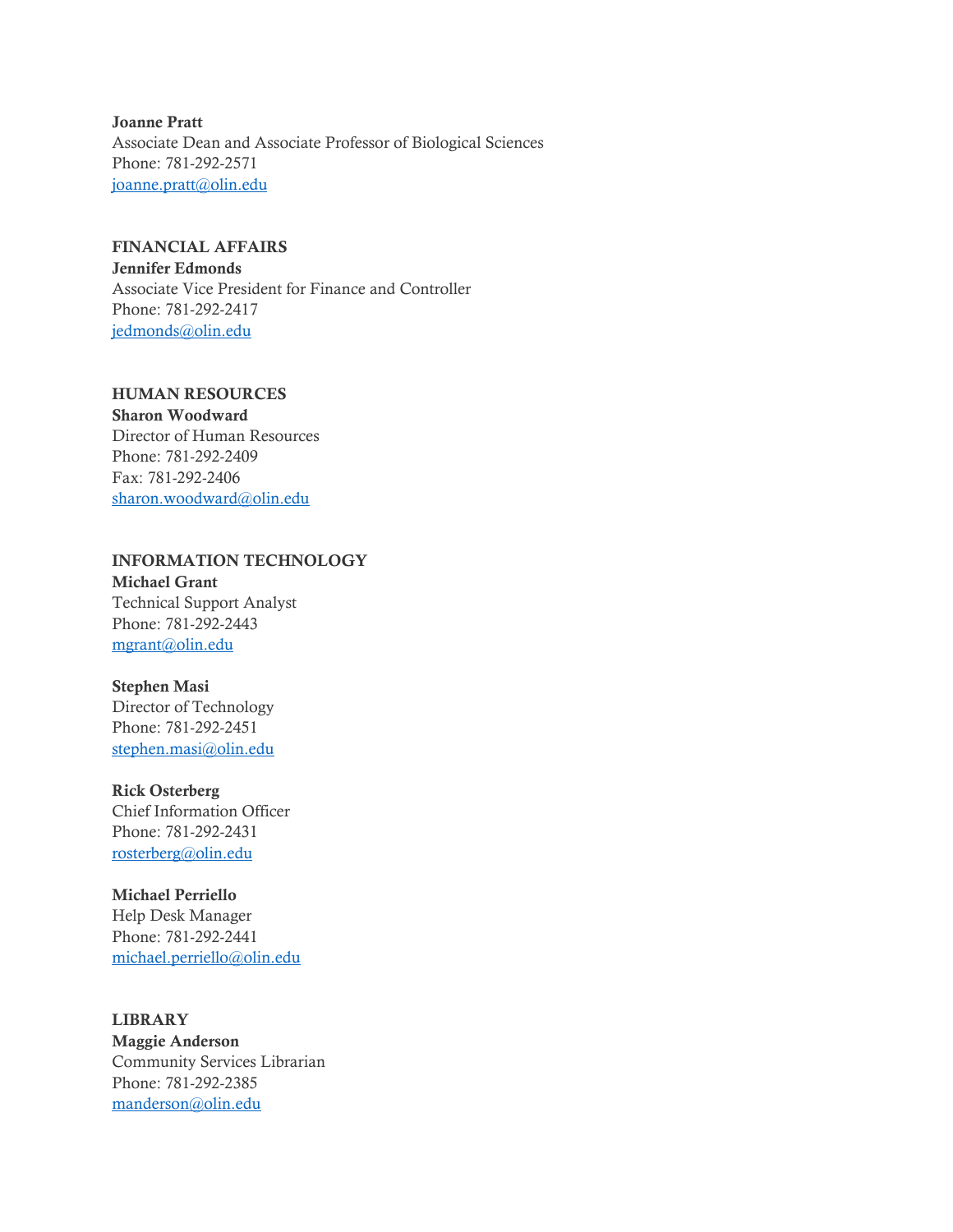**Joanne Pratt**
Associate Dean and Associate Professor of Biological Sciences
Phone: 781-292-2571
joanne.pratt@olin.edu

## FINANCIAL AFFAIRS

**Jennifer Edmonds**
Associate Vice President for Finance and Controller
Phone: 781-292-2417
jedmonds@olin.edu

## HUMAN RESOURCES

**Sharon Woodward**
Director of Human Resources
Phone: 781-292-2409
Fax: 781-292-2406
sharon.woodward@olin.edu

## INFORMATION TECHNOLOGY

**Michael Grant**
Technical Support Analyst
Phone: 781-292-2443
mgrant@olin.edu

**Stephen Masi**
Director of Technology
Phone: 781-292-2451
stephen.masi@olin.edu

**Rick Osterberg**
Chief Information Officer
Phone: 781-292-2431
rosterberg@olin.edu

**Michael Perriello**
Help Desk Manager
Phone: 781-292-2441
michael.perriello@olin.edu

## LIBRARY

**Maggie Anderson**
Community Services Librarian
Phone: 781-292-2385
manderson@olin.edu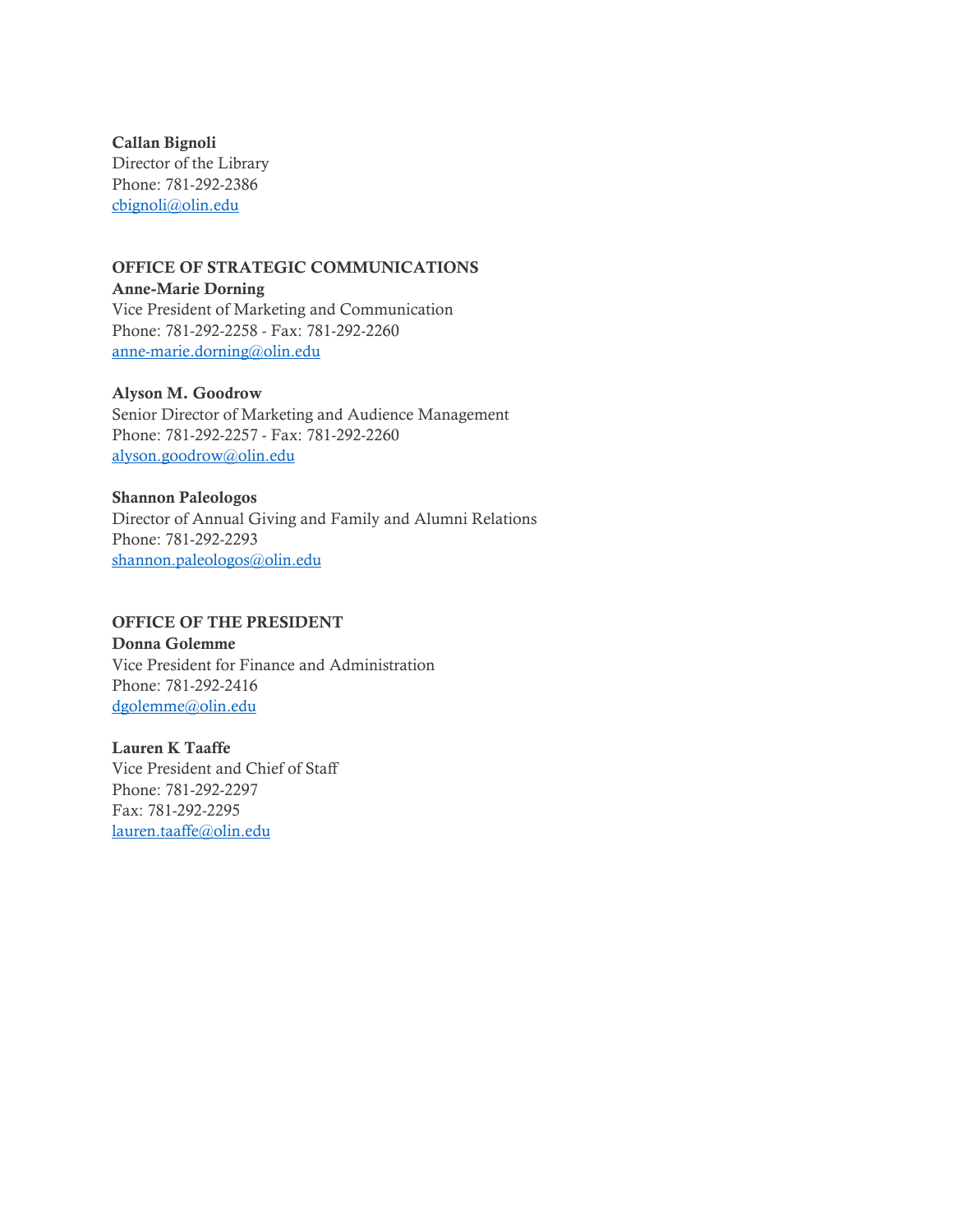**Callan Bignoli**
Director of the Library
Phone: 781-292-2386
cbignoli@olin.edu

## OFFICE OF STRATEGIC COMMUNICATIONS

**Anne-Marie Dorning**
Vice President of Marketing and Communication
Phone: 781-292-2258 - Fax: 781-292-2260
anne-marie.dorning@olin.edu

**Alyson M. Goodrow**
Senior Director of Marketing and Audience Management
Phone: 781-292-2257 - Fax: 781-292-2260
alyson.goodrow@olin.edu

**Shannon Paleologos**
Director of Annual Giving and Family and Alumni Relations
Phone: 781-292-2293
shannon.paleologos@olin.edu

## OFFICE OF THE PRESIDENT

**Donna Golemme**
Vice President for Finance and Administration
Phone: 781-292-2416
dgolemme@olin.edu

**Lauren K Taaffe**
Vice President and Chief of Staff
Phone: 781-292-2297
Fax: 781-292-2295
lauren.taaffe@olin.edu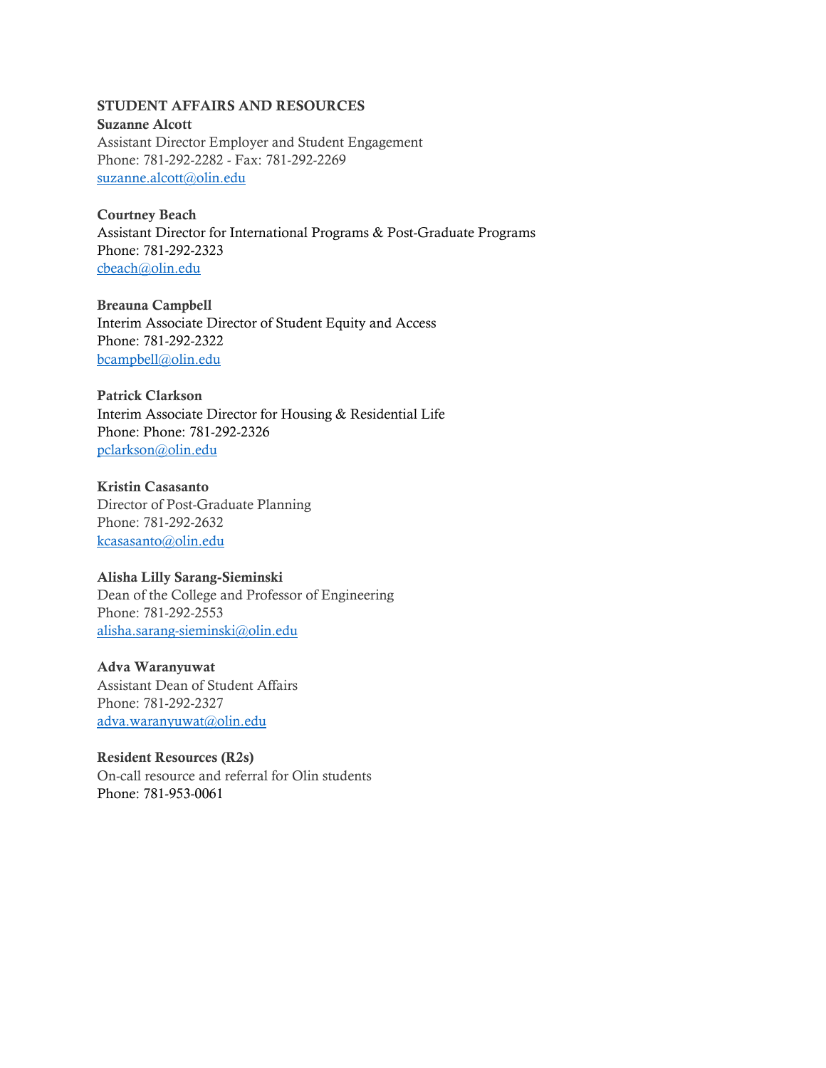**STUDENT AFFAIRS AND RESOURCES**

**Suzanne Alcott**
Assistant Director Employer and Student Engagement
Phone: 781-292-2282 - Fax: 781-292-2269
suzanne.alcott@olin.edu

**Courtney Beach**
Assistant Director for International Programs & Post-Graduate Programs
Phone: 781-292-2323
cbeach@olin.edu

**Breauna Campbell**
Interim Associate Director of Student Equity and Access
Phone: 781-292-2322
bcampbell@olin.edu

**Patrick Clarkson**
Interim Associate Director for Housing & Residential Life
Phone: Phone: 781-292-2326
pclarkson@olin.edu

**Kristin Casasanto**
Director of Post-Graduate Planning
Phone: 781-292-2632
kcasasanto@olin.edu

**Alisha Lilly Sarang-Sieminski**
Dean of the College and Professor of Engineering
Phone: 781-292-2553
alisha.sarang-sieminski@olin.edu

**Adva Waranyuwat**
Assistant Dean of Student Affairs
Phone: 781-292-2327
adva.waranyuwat@olin.edu

**Resident Resources (R2s)**
On-call resource and referral for Olin students
Phone: 781-953-0061